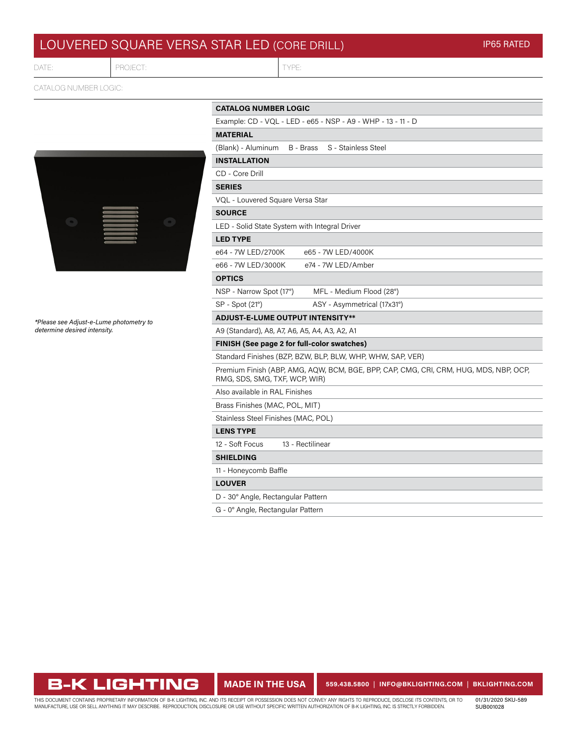# LOUVERED SQUARE VERSA STAR LED (CORE DRILL)

IP65 RATED

| DATE: | PROJECT: | TYPE: |
|---|---|---|

CATALOG NUMBER LOGIC:

*\*Please see Adjust-e-Lume photometry to determine desired intensity.*

| CATALOG NUMBER LOGIC | |
|---|---|
| Example: CD - VQL - LED - e65 - NSP - A9 - WHP - 13 - 11 - D | |
| **MATERIAL** | |
| (Blank) - Aluminum B - Brass S - Stainless Steel | |
| **INSTALLATION** | |
| CD - Core Drill | |
| **SERIES** | |
| VQL - Louvered Square Versa Star | |
| **SOURCE** | |
| LED - Solid State System with Integral Driver | |
| **LED TYPE** | |
| e64 - 7W LED/2700K | e65 - 7W LED/4000K |
| e66 - 7W LED/3000K | e74 - 7W LED/Amber |
| **OPTICS** | |
| NSP - Narrow Spot (17°) | MFL - Medium Flood (28°) |
| SP - Spot (21°) | ASY - Asymmetrical (17x31°) |
| **ADJUST-E-LUME OUTPUT INTENSITY\*\*** | |
| A9 (Standard), A8, A7, A6, A5, A4, A3, A2, A1 | |
| **FINISH (See page 2 for full-color swatches)** | |
| Standard Finishes (BZP, BZW, BLP, BLW, WHP, WHW, SAP, VER) | |
| Premium Finish (ABP, AMG, AQW, BCM, BGE, BPP, CAP, CMG, CRI, CRM, HUG, MDS, NBP, OCP, RMG, SDS, SMG, TXF, WCP, WIR) | |
| Also available in RAL Finishes | |
| Brass Finishes (MAC, POL, MIT) | |
| Stainless Steel Finishes (MAC, POL) | |
| **LENS TYPE** | |
| 12 - Soft Focus | 13 - Rectilinear |
| **SHIELDING** | |
| 11 - Honeycomb Baffle | |
| **LOUVER** | |
| D - 30° Angle, Rectangular Pattern | |
| G - 0° Angle, Rectangular Pattern | |

B-K LIGHTING | MADE IN THE USA | 559.438.5800 | INFO@BKLIGHTING.COM | BKLIGHTING.COM

THIS DOCUMENT CONTAINS PROPRIETARY INFORMATION OF B-K LIGHTING, INC. AND ITS RECEIPT OR POSSESSION DOES NOT CONVEY ANY RIGHTS TO REPRODUCE, DISCLOSE ITS CONTENTS, OR TO MANUFACTURE, USE OR SELL ANYTHING IT MAY DESCRIBE. REPRODUCTION, DISCLOSURE OR USE WITHOUT SPECIFIC WRITTEN AUTHORIZATION OF B-K LIGHTING, INC. IS STRICTLY FORBIDDEN.

01/31/2020 SKU-589 SUB001028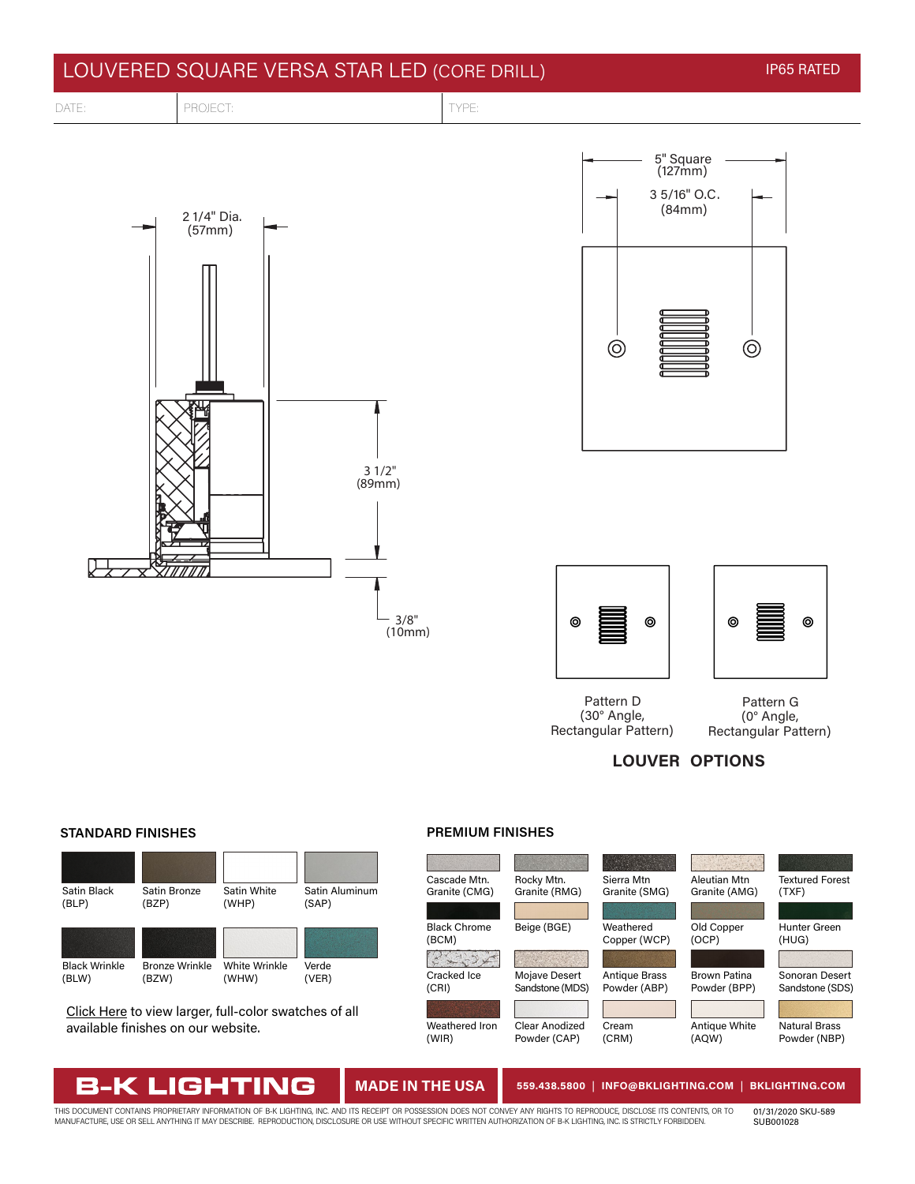# LOUVERED SQUARE VERSA STAR LED (CORE DRILL)

IP65 RATED

| DATE: | PROJECT: | TYPE: |
|---|---|---|

2 1/4" Dia. (57mm)

3 1/2" (89mm)

3/8" (10mm)

5" Square (127mm)

3 5/16" O.C. (84mm)

Pattern D (30° Angle, Rectangular Pattern)

Pattern G (0° Angle, Rectangular Pattern)

**LOUVER OPTIONS**

## STANDARD FINISHES

| | | | |
|---|---|---|---|
| Satin Black (BLP) | Satin Bronze (BZP) | Satin White (WHP) | Satin Aluminum (SAP) |
| Black Wrinkle (BLW) | Bronze Wrinkle (BZW) | White Wrinkle (WHW) | Verde (VER) |

Click Here to view larger, full-color swatches of all available finishes on our website.

## PREMIUM FINISHES

| | | | | |
|---|---|---|---|---|
| Cascade Mtn. Granite (CMG) | Rocky Mtn. Granite (RMG) | Sierra Mtn Granite (SMG) | Aleutian Mtn Granite (AMG) | Textured Forest (TXF) |
| Black Chrome (BCM) | Beige (BGE) | Weathered Copper (WCP) | Old Copper (OCP) | Hunter Green (HUG) |
| Cracked Ice (CRI) | Mojave Desert Sandstone (MDS) | Antique Brass Powder (ABP) | Brown Patina Powder (BPP) | Sonoran Desert Sandstone (SDS) |
| Weathered Iron (WIR) | Clear Anodized Powder (CAP) | Cream (CRM) | Antique White (AQW) | Natural Brass Powder (NBP) |

**B-K LIGHTING** | **MADE IN THE USA** | 559.438.5800 | INFO@BKLIGHTING.COM | BKLIGHTING.COM

THIS DOCUMENT CONTAINS PROPRIETARY INFORMATION OF B-K LIGHTING, INC. AND ITS RECEIPT OR POSSESSION DOES NOT CONVEY ANY RIGHTS TO REPRODUCE, DISCLOSE ITS CONTENTS, OR TO MANUFACTURE, USE OR SELL ANYTHING IT MAY DESCRIBE. REPRODUCTION, DISCLOSURE OR USE WITHOUT SPECIFIC WRITTEN AUTHORIZATION OF B-K LIGHTING, INC. IS STRICTLY FORBIDDEN.

01/31/2020 SKU-589
SUB001028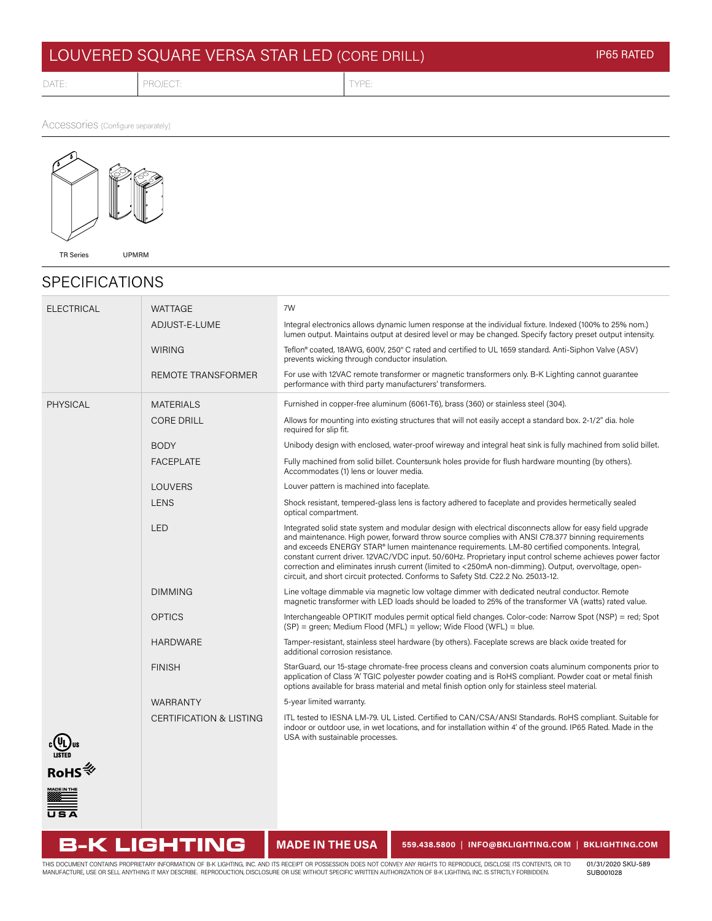# LOUVERED SQUARE VERSA STAR LED (CORE DRILL)

IP65 RATED

| DATE: | PROJECT: | TYPE: |
|---|---|---|

Accessories (Configure separately)

TR Series UPMRM

## SPECIFICATIONS

| | | |
|---|---|---|
| ELECTRICAL | WATTAGE | 7W |
| | ADJUST-E-LUME | Integral electronics allows dynamic lumen response at the individual fixture. Indexed (100% to 25% nom.) lumen output. Maintains output at desired level or may be changed. Specify factory preset output intensity. |
| | WIRING | Teflon® coated, 18AWG, 600V, 250° C rated and certified to UL 1659 standard. Anti-Siphon Valve (ASV) prevents wicking through conductor insulation. |
| | REMOTE TRANSFORMER | For use with 12VAC remote transformer or magnetic transformers only. B-K Lighting cannot guarantee performance with third party manufacturers' transformers. |
| PHYSICAL | MATERIALS | Furnished in copper-free aluminum (6061-T6), brass (360) or stainless steel (304). |
| | CORE DRILL | Allows for mounting into existing structures that will not easily accept a standard box. 2-1/2" dia. hole required for slip fit. |
| | BODY | Unibody design with enclosed, water-proof wireway and integral heat sink is fully machined from solid billet. |
| | FACEPLATE | Fully machined from solid billet. Countersunk holes provide for flush hardware mounting (by others). Accommodates (1) lens or louver media. |
| | LOUVERS | Louver pattern is machined into faceplate. |
| | LENS | Shock resistant, tempered-glass lens is factory adhered to faceplate and provides hermetically sealed optical compartment. |
| | LED | Integrated solid state system and modular design with electrical disconnects allow for easy field upgrade and maintenance. High power, forward throw source complies with ANSI C78.377 binning requirements and exceeds ENERGY STAR® lumen maintenance requirements. LM-80 certified components. Integral, constant current driver. 12VAC/VDC input. 50/60Hz. Proprietary input control scheme achieves power factor correction and eliminates inrush current (limited to <250mA non-dimming). Output, overvoltage, open-circuit, and short circuit protected. Conforms to Safety Std. C22.2 No. 250.13-12. |
| | DIMMING | Line voltage dimmable via magnetic low voltage dimmer with dedicated neutral conductor. Remote magnetic transformer with LED loads should be loaded to 25% of the transformer VA (watts) rated value. |
| | OPTICS | Interchangeable OPTIKIT modules permit optical field changes. Color-code: Narrow Spot (NSP) = red; Spot (SP) = green; Medium Flood (MFL) = yellow; Wide Flood (WFL) = blue. |
| | HARDWARE | Tamper-resistant, stainless steel hardware (by others). Faceplate screws are black oxide treated for additional corrosion resistance. |
| | FINISH | StarGuard, our 15-stage chromate-free process cleans and conversion coats aluminum components prior to application of Class 'A' TGIC polyester powder coating and is RoHS compliant. Powder coat or metal finish options available for brass material and metal finish option only for stainless steel material. |
| | WARRANTY | 5-year limited warranty. |
| | CERTIFICATION & LISTING | ITL tested to IESNA LM-79. UL Listed. Certified to CAN/CSA/ANSI Standards. RoHS compliant. Suitable for indoor or outdoor use, in wet locations, and for installation within 4' of the ground. IP65 Rated. Made in the USA with sustainable processes. |

B-K LIGHTING | MADE IN THE USA | 559.438.5800 | INFO@BKLIGHTING.COM | BKLIGHTING.COM

THIS DOCUMENT CONTAINS PROPRIETARY INFORMATION OF B-K LIGHTING, INC. AND ITS RECEIPT OR POSSESSION DOES NOT CONVEY ANY RIGHTS TO REPRODUCE, DISCLOSE ITS CONTENTS, OR TO MANUFACTURE, USE OR SELL ANYTHING IT MAY DESCRIBE. REPRODUCTION, DISCLOSURE OR USE WITHOUT SPECIFIC WRITTEN AUTHORIZATION OF B-K LIGHTING, INC. IS STRICTLY FORBIDDEN.

01/31/2020 SKU-589 SUB001028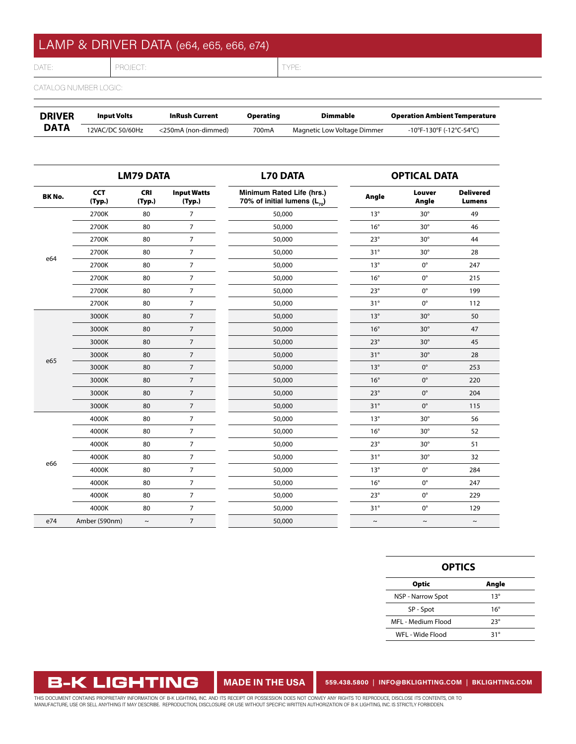# LAMP & DRIVER DATA (e64, e65, e66, e74)

DATE: | PROJECT: | TYPE:

CATALOG NUMBER LOGIC:

| DRIVER DATA | Input Volts | InRush Current | Operating | Dimmable | Operation Ambient Temperature |
|---|---|---|---|---|---|
| | 12VAC/DC 50/60Hz | <250mA (non-dimmed) | 700mA | Magnetic Low Voltage Dimmer | -10°F-130°F (-12°C-54°C) |

| LM79 DATA | | | | L70 DATA | OPTICAL DATA | | |
|---|---|---|---|---|---|---|---|
| BK No. | CCT (Typ.) | CRI (Typ.) | Input Watts (Typ.) | Minimum Rated Life (hrs.) 70% of initial lumens ($L_{70}$) | Angle | Louver Angle | Delivered Lumens |
| e64 | 2700K | 80 | 7 | 50,000 | 13° | 30° | 49 |
| | 2700K | 80 | 7 | 50,000 | 16° | 30° | 46 |
| | 2700K | 80 | 7 | 50,000 | 23° | 30° | 44 |
| | 2700K | 80 | 7 | 50,000 | 31° | 30° | 28 |
| | 2700K | 80 | 7 | 50,000 | 13° | 0° | 247 |
| | 2700K | 80 | 7 | 50,000 | 16° | 0° | 215 |
| | 2700K | 80 | 7 | 50,000 | 23° | 0° | 199 |
| | 2700K | 80 | 7 | 50,000 | 31° | 0° | 112 |
| e65 | 3000K | 80 | 7 | 50,000 | 13° | 30° | 50 |
| | 3000K | 80 | 7 | 50,000 | 16° | 30° | 47 |
| | 3000K | 80 | 7 | 50,000 | 23° | 30° | 45 |
| | 3000K | 80 | 7 | 50,000 | 31° | 30° | 28 |
| | 3000K | 80 | 7 | 50,000 | 13° | 0° | 253 |
| | 3000K | 80 | 7 | 50,000 | 16° | 0° | 220 |
| | 3000K | 80 | 7 | 50,000 | 23° | 0° | 204 |
| | 3000K | 80 | 7 | 50,000 | 31° | 0° | 115 |
| e66 | 4000K | 80 | 7 | 50,000 | 13° | 30° | 56 |
| | 4000K | 80 | 7 | 50,000 | 16° | 30° | 52 |
| | 4000K | 80 | 7 | 50,000 | 23° | 30° | 51 |
| | 4000K | 80 | 7 | 50,000 | 31° | 30° | 32 |
| | 4000K | 80 | 7 | 50,000 | 13° | 0° | 284 |
| | 4000K | 80 | 7 | 50,000 | 16° | 0° | 247 |
| | 4000K | 80 | 7 | 50,000 | 23° | 0° | 229 |
| | 4000K | 80 | 7 | 50,000 | 31° | 0° | 129 |
| e74 | Amber (590nm) | ~ | 7 | 50,000 | ~ | ~ | ~ |

## OPTICS

| Optic | Angle |
|---|---|
| NSP - Narrow Spot | 13° |
| SP - Spot | 16° |
| MFL - Medium Flood | 23° |
| WFL - Wide Flood | 31° |

**B-K LIGHTING** | **MADE IN THE USA** | 559.438.5800 | INFO@BKLIGHTING.COM | BKLIGHTING.COM

THIS DOCUMENT CONTAINS PROPRIETARY INFORMATION OF B-K LIGHTING, INC. AND ITS RECEIPT OR POSSESSION DOES NOT CONVEY ANY RIGHTS TO REPRODUCE, DISCLOSE ITS CONTENTS, OR TO MANUFACTURE, USE OR SELL ANYTHING IT MAY DESCRIBE. REPRODUCTION, DISCLOSURE OR USE WITHOUT SPECIFIC WRITTEN AUTHORIZATION OF B-K LIGHTING, INC. IS STRICTLY FORBIDDEN.